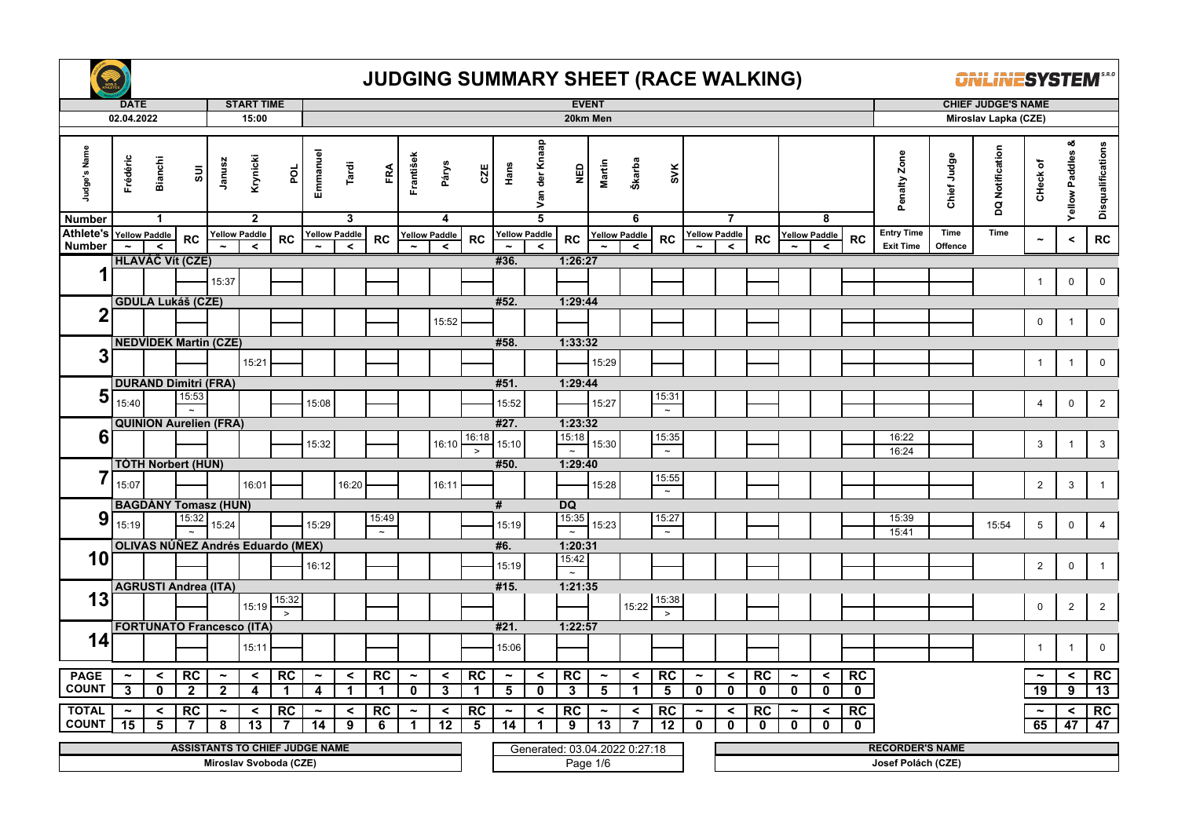# JUDGING SUMMARY SHEET (RACE WALKING)

| DATE | START TIME | EVENT | CHIEF JUDGE'S NAME |
|---|---|---|---|
| 02.04.2022 | 15:00 | 20km Men | Miroslav Lapka (CZE) |

**Judges:**

| Number | Judge's Name |
|---|---|
| 1 | Frédéric Bianchi (SUI) |
| 2 | Janusz Krynicki (POL) |
| 3 | Emmanuel Tardi (FRA) |
| 4 | František Pärys (CZE) |
| 5 | Hans Van der Knaap (NED) |
| 6 | Martin Škarba (SVK) |
| 7 | |
| 8 | |

| Athlete's Number | Athlete | Bib / Result | 1 ~ | 1 < | 1 RC | 2 ~ | 2 < | 2 RC | 3 ~ | 3 < | 3 RC | 4 ~ | 4 < | 4 RC | 5 ~ | 5 < | 5 RC | 6 ~ | 6 < | 6 RC | 7 ~ | 7 < | 7 RC | 8 ~ | 8 < | 8 RC | Penalty Zone Entry Time / Exit Time | Chief Judge Time Offence | DQ Notification Time | ~ | < | RC |
|---|---|---|---|---|---|---|---|---|---|---|---|---|---|---|---|---|---|---|---|---|---|---|---|---|---|---|---|---|---|---|---|---|
| 1 | HLAVÁČ Vít (CZE) | #36. 1:26:27 | | | | 15:37 | | | | | | | | | | | | | | | | | | | | | | | | 1 | 0 | 0 |
| 2 | GDULA Lukáš (CZE) | #52. 1:29:44 | | | | | | | | | | | 15:52 | | | | | | | | | | | | | | | | | 0 | 1 | 0 |
| 3 | NEDVÍDEK Martin (CZE) | #58. 1:33:32 | | | | | 15:21 | | | | | | | | | | | 15:29 | | | | | | | | | | | | 1 | 1 | 0 |
| 5 | DURAND Dimitri (FRA) | #51. 1:29:44 | 15:40 | | 15:53 ~ | | | | 15:08 | | | | | | 15:52 | | | 15:27 | | 15:31 ~ | | | | | | | | | | 4 | 0 | 2 |
| 6 | QUINION Aurelien (FRA) | #27. 1:23:32 | | | | | | | 15:32 | | | | 16:10 | 16:18 > | 15:10 | | 15:18 ~ | 15:30 | | 15:35 ~ | | | | | | | 16:22 / 16:24 | | | 3 | 1 | 3 |
| 7 | TÓTH Norbert (HUN) | #50. 1:29:40 | 15:07 | | | | 16:01 | | | 16:20 | | | 16:11 | | | | | 15:28 | | 15:55 ~ | | | | | | | | | | 2 | 3 | 1 |
| 9 | BAGDÁNY Tomasz (HUN) | # DQ | 15:19 | | 15:32 ~ | 15:24 | | | 15:29 | | 15:49 ~ | | | | 15:19 | | 15:35 ~ | 15:23 | | 15:27 ~ | | | | | | | 15:39 / 15:41 | | 15:54 | 5 | 0 | 4 |
| 10 | OLIVAS NÚÑEZ Andrés Eduardo (MEX) | #6. 1:20:31 | | | | | | | 16:12 | | | | | | 15:19 | | 15:42 ~ | | | | | | | | | | | | | 2 | 0 | 1 |
| 13 | AGRUSTI Andrea (ITA) | #15. 1:21:35 | | | | | 15:19 | 15:32 > | | | | | | | | | | | 15:22 | 15:38 > | | | | | | | | | | 0 | 2 | 2 |
| 14 | FORTUNATO Francesco (ITA) | #21. 1:22:57 | | | | | 15:11 | | | | | | | | 15:06 | | | | | | | | | | | | | | | 1 | 1 | 0 |
| PAGE COUNT | | | 3 | 0 | 2 | 2 | 4 | 1 | 4 | 1 | 1 | 0 | 3 | 1 | 5 | 0 | 3 | 5 | 1 | 5 | 0 | 0 | 0 | 0 | 0 | 0 | | | | 19 | 9 | 13 |
| TOTAL COUNT | | | 15 | 5 | 7 | 8 | 13 | 7 | 14 | 9 | 6 | 1 | 12 | 5 | 14 | 1 | 9 | 13 | 7 | 12 | 0 | 0 | 0 | 0 | 0 | 0 | | | | 65 | 47 | 47 |

| ASSISTANTS TO CHIEF JUDGE NAME | RECORDER'S NAME |
|---|---|
| Miroslav Svoboda (CZE) | Josef Polách (CZE) |

Generated: 03.04.2022 0:27:18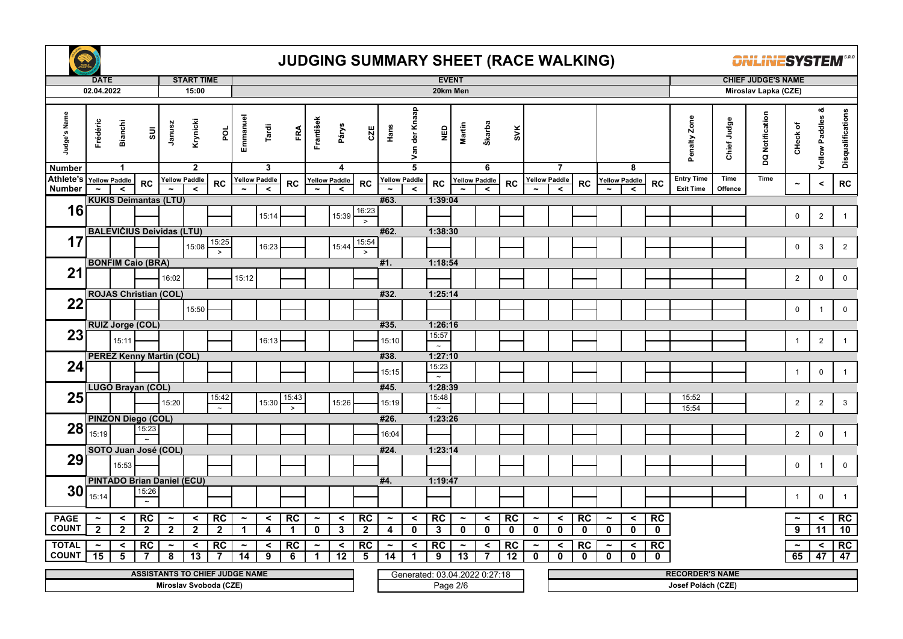# JUDGING SUMMARY SHEET (RACE WALKING)

| DATE | START TIME | EVENT | CHIEF JUDGE'S NAME |
|---|---|---|---|
| 02.04.2022 | 15:00 | 20km Men | Miroslav Lapka (CZE) |

| Judge Number | Judge's Name | Country |
|---|---|---|
| 1 | Frédéric Bianchi | SUI |
| 2 | Janusz Krynicki | POL |
| 3 | Emmanuel Tardi | FRA |
| 4 | František Párys | CZE |
| 5 | Hans Van der Knaap | NED |
| 6 | Martin Škarba | SVK |
| 7 | | |
| 8 | | |

| Athlete's Number | Athlete | 1 ~ | 1 < | 1 RC | 2 ~ | 2 < | 2 RC | 3 ~ | 3 < | 3 RC | 4 ~ | 4 < | 4 RC | 5 ~ | 5 < | 5 RC | 6 ~ | 6 < | 6 RC | 7 ~ | 7 < | 7 RC | 8 ~ | 8 < | 8 RC | Penalty Zone Entry Time / Exit Time | Chief Judge Time Offence | DQ Notification Time | CHeck of ~ | Yellow Paddles & < | Disqualifications RC |
|---|---|---|---|---|---|---|---|---|---|---|---|---|---|---|---|---|---|---|---|---|---|---|---|---|---|---|---|---|---|---|---|
| 16 | KUKIS Deimantas (LTU) #63. 1:39:04 | | | | | | | | 15:14 | | | 15:39 | 16:23 > | | | | | | | | | | | | | | | | 0 | 2 | 1 |
| 17 | BALEVIČIUS Deividas (LTU) #62. 1:38:30 | | | | | 15:08 | 15:25 > | | 16:23 | | | 15:44 | 15:54 > | | | | | | | | | | | | | | | | 0 | 3 | 2 |
| 21 | BONFIM Caio (BRA) #1. 1:18:54 | | | | 16:02 | | | 15:12 | | | | | | | | | | | | | | | | | | | | | 2 | 0 | 0 |
| 22 | ROJAS Christian (COL) #32. 1:25:14 | | | | | 15:50 | | | | | | | | | | | | | | | | | | | | | | | 0 | 1 | 0 |
| 23 | RUIZ Jorge (COL) #35. 1:26:16 | | 15:11 | | | | | | 16:13 | | | | | 15:10 | | 15:57 ~ | | | | | | | | | | | | | 1 | 2 | 1 |
| 24 | PEREZ Kenny Martin (COL) #38. 1:27:10 | | | | | | | | | | | | | 15:15 | | 15:23 ~ | | | | | | | | | | | | | 1 | 0 | 1 |
| 25 | LUGO Brayan (COL) #45. 1:28:39 | | | | 15:20 | | 15:42 ~ | | 15:30 | 15:43 > | | 15:26 | | 15:19 | | 15:48 ~ | | | | | | | | | | 15:52 / 15:54 | | | 2 | 2 | 3 |
| 28 | PINZON Diego (COL) #26. 1:23:26 | 15:19 | | 15:23 ~ | | | | | | | | | | 16:04 | | | | | | | | | | | | | | | 2 | 0 | 1 |
| 29 | SOTO Juan José (COL) #24. 1:23:14 | | 15:53 | | | | | | | | | | | | | | | | | | | | | | | | | | 0 | 1 | 0 |
| 30 | PINTADO Brian Daniel (ECU) #4. 1:19:47 | 15:14 | | 15:26 ~ | | | | | | | | | | | | | | | | | | | | | | | | | 1 | 0 | 1 |
| PAGE COUNT | | 2 | 2 | 2 | 2 | 2 | 2 | 1 | 4 | 1 | 0 | 3 | 2 | 4 | 0 | 3 | 0 | 0 | 0 | 0 | 0 | 0 | 0 | 0 | 0 | | | | 9 | 11 | 10 |
| TOTAL COUNT | | 15 | 5 | 7 | 8 | 13 | 7 | 14 | 9 | 6 | 1 | 12 | 5 | 14 | 1 | 9 | 13 | 7 | 12 | 0 | 0 | 0 | 0 | 0 | 0 | | | | 65 | 47 | 47 |

| ASSISTANTS TO CHIEF JUDGE NAME | | RECORDER'S NAME |
|---|---|---|
| Miroslav Svoboda (CZE) | Generated: 03.04.2022 0:27:18 | Josef Polách (CZE) |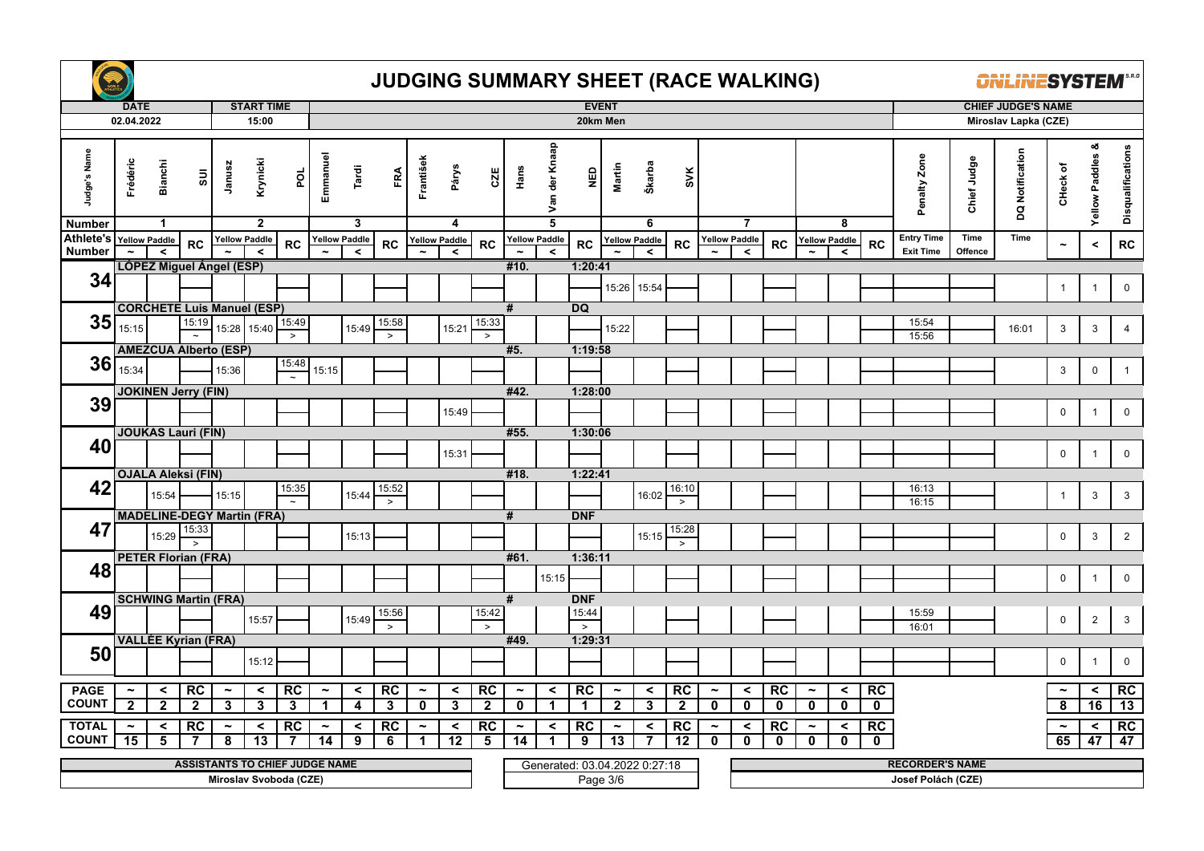# JUDGING SUMMARY SHEET (RACE WALKING)

| DATE | START TIME | EVENT | CHIEF JUDGE'S NAME |
|---|---|---|---|
| 02.04.2022 | 15:00 | 20km Men | Miroslav Lapka (CZE) |

| Judge's Name | Frédéric | Bianchi | SUI | Janusz | Krynicki | POL | Emmanuel | Tardi | FRA | František | Pârys | CZE | Hans | Van der Knaap | NED | Martin | Škarba | SVK | | | | | | | Penalty Zone | Chief Judge | DQ Notification | CHeck of | Yellow Paddles & | Disqualifications |
|---|---|---|---|---|---|---|---|---|---|---|---|---|---|---|---|---|---|---|---|---|---|---|---|---|---|---|---|---|---|---|
| Number | 1 | | | 2 | | | 3 | | | 4 | | | 5 | | | 6 | | | 7 | | | 8 | | | | | | | | |
| Athlete's Number | Yellow Paddle ~ | Yellow Paddle < | RC | Yellow Paddle ~ | Yellow Paddle < | RC | Yellow Paddle ~ | Yellow Paddle < | RC | Yellow Paddle ~ | Yellow Paddle < | RC | Yellow Paddle ~ | Yellow Paddle < | RC | Yellow Paddle ~ | Yellow Paddle < | RC | Yellow Paddle ~ | Yellow Paddle < | RC | Yellow Paddle ~ | Yellow Paddle < | RC | Entry Time / Exit Time | Time Offence | Time | ~ | < | RC |
| 34 | LÓPEZ Miguel Ángel (ESP) | | | | | | | | | | | | #10. | | 1:20:41 | | | | | | | | | | | | | | | |
| | | | | | | | | | | | | | | | | 15:26 | 15:54 | | | | | | | | | | | 1 | 1 | 0 |
| 35 | CORCHETE Luis Manuel (ESP) | | | | | | | | | | | | # | | DQ | | | | | | | | | | | | | | | |
| | 15:15 | | 15:19 ~ | 15:28 | 15:40 | 15:49 > | | 15:49 | 15:58 > | | 15:21 | 15:33 > | | | | 15:22 | | | | | | | | | 15:54 / 15:56 | | 16:01 | 3 | 3 | 4 |
| 36 | AMEZCUA Alberto (ESP) | | | | | | | | | | | | #5. | | 1:19:58 | | | | | | | | | | | | | | | |
| | 15:34 | | | 15:36 | | 15:48 ~ | 15:15 | | | | | | | | | | | | | | | | | | | | | 3 | 0 | 1 |
| 39 | JOKINEN Jerry (FIN) | | | | | | | | | | | | #42. | | 1:28:00 | | | | | | | | | | | | | | | |
| | | | | | | | | | | | 15:49 | | | | | | | | | | | | | | | | | 0 | 1 | 0 |
| 40 | JOUKAS Lauri (FIN) | | | | | | | | | | | | #55. | | 1:30:06 | | | | | | | | | | | | | | | |
| | | | | | | | | | | | 15:31 | | | | | | | | | | | | | | | | | 0 | 1 | 0 |
| 42 | OJALA Aleksi (FIN) | | | | | | | | | | | | #18. | | 1:22:41 | | | | | | | | | | | | | | | |
| | | 15:54 | | 15:15 | | 15:35 ~ | | 15:44 | 15:52 > | | | | | | | | 16:02 | 16:10 > | | | | | | | 16:13 / 16:15 | | | 1 | 3 | 3 |
| 47 | MADELINE-DEGY Martin (FRA) | | | | | | | | | | | | # | | DNF | | | | | | | | | | | | | | | |
| | | 15:29 | 15:33 > | | | | | 15:13 | | | | | | | | | 15:15 | 15:28 > | | | | | | | | | | 0 | 3 | 2 |
| 48 | PETER Florian (FRA) | | | | | | | | | | | | #61. | | 1:36:11 | | | | | | | | | | | | | | | |
| | | | | | | | | | | | | | | 15:15 | | | | | | | | | | | | | | 0 | 1 | 0 |
| 49 | SCHWING Martin (FRA) | | | | | | | | | | | | # | | DNF | | | | | | | | | | | | | | | |
| | | | | | 15:57 | | | 15:49 | 15:56 > | | | 15:42 > | | | 15:44 > | | | | | | | | | | 15:59 / 16:01 | | | 0 | 2 | 3 |
| 50 | VALLÉE Kyrian (FRA) | | | | | | | | | | | | #49. | | 1:29:31 | | | | | | | | | | | | | | | |
| | | | | | 15:12 | | | | | | | | | | | | | | | | | | | | | | | 0 | 1 | 0 |
| PAGE COUNT | 2 | 2 | 2 | 3 | 3 | 3 | 1 | 4 | 3 | 0 | 3 | 2 | 0 | 1 | 1 | 2 | 3 | 2 | 0 | 0 | 0 | 0 | 0 | 0 | | | | 8 | 16 | 13 |
| TOTAL COUNT | 15 | 5 | 7 | 8 | 13 | 7 | 14 | 9 | 6 | 1 | 12 | 5 | 14 | 1 | 9 | 13 | 7 | 12 | 0 | 0 | 0 | 0 | 0 | 0 | | | | 65 | 47 | 47 |

| ASSISTANTS TO CHIEF JUDGE NAME | | RECORDER'S NAME |
|---|---|---|
| Miroslav Svoboda (CZE) | Generated: 03.04.2022 0:27:18 | Josef Polách (CZE) |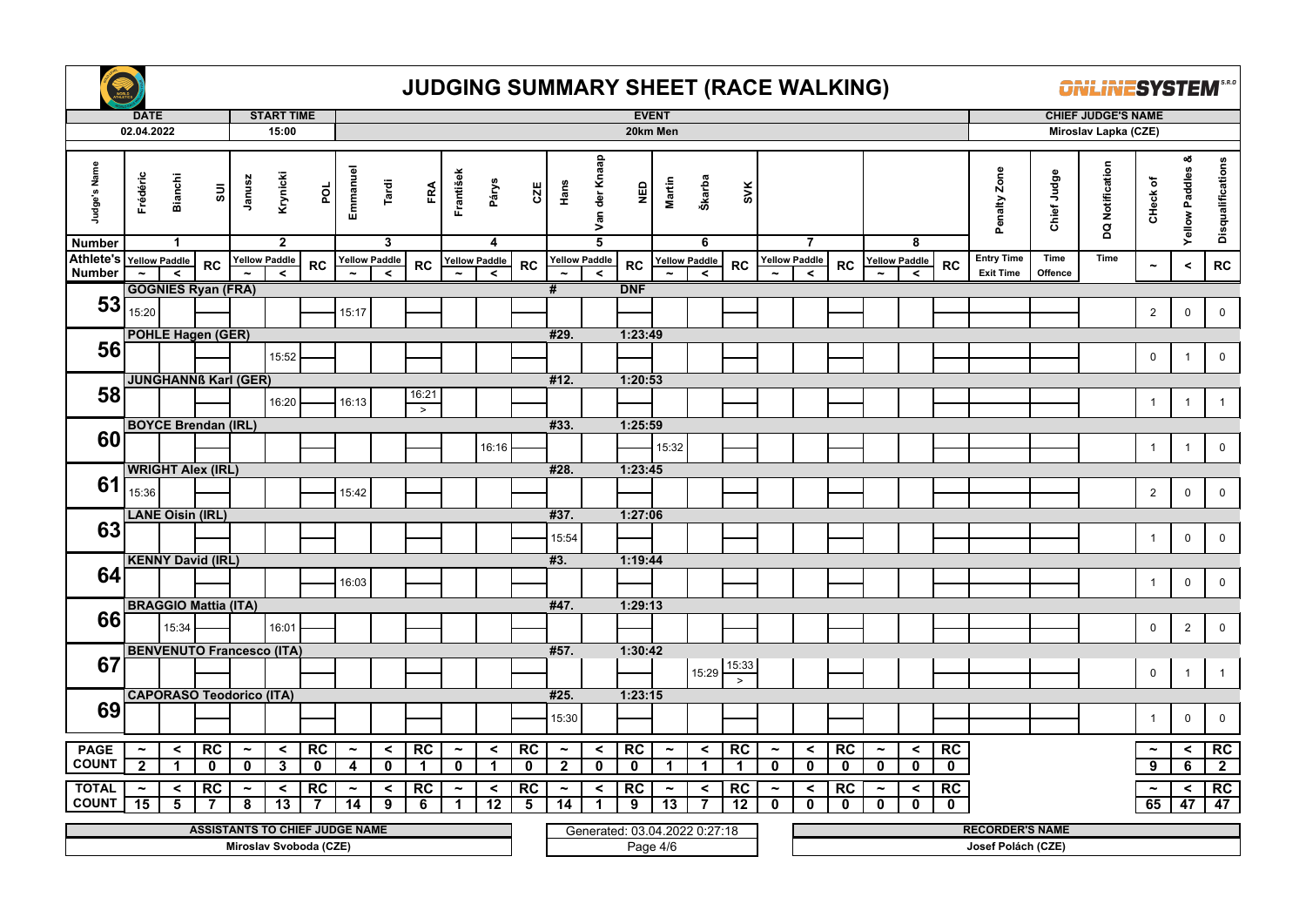# JUDGING SUMMARY SHEET (RACE WALKING)

| DATE | START TIME | EVENT | CHIEF JUDGE'S NAME |
|---|---|---|---|
| 02.04.2022 | 15:00 | 20km Men | Miroslav Lapka (CZE) |

| Judge's Name | Frédéric Bianchi SUI | | | Janusz Krynicki POL | | | Emmanuel Tardi FRA | | | František Pārys CZE | | | Hans Van der Knaap NED | | | Martin Škarba SVK | | | | | | | | | Penalty Zone | Chief Judge | DQ Notification | CHeck of Yellow Paddles & Disqualifications | | |
|---|---|---|---|---|---|---|---|---|---|---|---|---|---|---|---|---|---|---|---|---|---|---|---|---|---|---|---|---|---|---|
| Number | 1 | | | 2 | | | 3 | | | 4 | | | 5 | | | 6 | | | 7 | | | 8 | | | | | | | | |
| Athlete's Number | Yellow Paddle ~ | Yellow Paddle < | RC | Yellow Paddle ~ | Yellow Paddle < | RC | Yellow Paddle ~ | Yellow Paddle < | RC | Yellow Paddle ~ | Yellow Paddle < | RC | Yellow Paddle ~ | Yellow Paddle < | RC | Yellow Paddle ~ | Yellow Paddle < | RC | Yellow Paddle ~ | Yellow Paddle < | RC | Yellow Paddle ~ | Yellow Paddle < | RC | Entry Time / Exit Time | Time Offence | Time | ~ | < | RC |
| 53 | GOGNIES Ryan (FRA) | | | | | | | | | | | | # | | DNF | | | | | | | | | | | | | | | |
| | 15:20 | | | | | | 15:17 | | | | | | | | | | | | | | | | | | | | | 2 | 0 | 0 |
| 56 | POHLE Hagen (GER) | | | | | | | | | | | | #29. | | 1:23:49 | | | | | | | | | | | | | | | |
| | | | | | 15:52 | | | | | | | | | | | | | | | | | | | | | | | 0 | 1 | 0 |
| 58 | JUNGHANNß Karl (GER) | | | | | | | | | | | | #12. | | 1:20:53 | | | | | | | | | | | | | | | |
| | | | | | 16:20 | | 16:13 | | 16:21 > | | | | | | | | | | | | | | | | | | | 1 | 1 | 1 |
| 60 | BOYCE Brendan (IRL) | | | | | | | | | | | | #33. | | 1:25:59 | | | | | | | | | | | | | | | |
| | | | | | | | | | | | 16:16 | | | | | 15:32 | | | | | | | | | | | | 1 | 1 | 0 |
| 61 | WRIGHT Alex (IRL) | | | | | | | | | | | | #28. | | 1:23:45 | | | | | | | | | | | | | | | |
| | 15:36 | | | | | | 15:42 | | | | | | | | | | | | | | | | | | | | | 2 | 0 | 0 |
| 63 | LANE Oisin (IRL) | | | | | | | | | | | | #37. | | 1:27:06 | | | | | | | | | | | | | | | |
| | | | | | | | | | | | | | 15:54 | | | | | | | | | | | | | | | 1 | 0 | 0 |
| 64 | KENNY David (IRL) | | | | | | | | | | | | #3. | | 1:19:44 | | | | | | | | | | | | | | | |
| | | | | | | | 16:03 | | | | | | | | | | | | | | | | | | | | | 1 | 0 | 0 |
| 66 | BRAGGIO Mattia (ITA) | | | | | | | | | | | | #47. | | 1:29:13 | | | | | | | | | | | | | | | |
| | | 15:34 | | | 16:01 | | | | | | | | | | | | | | | | | | | | | | | 0 | 2 | 0 |
| 67 | BENVENUTO Francesco (ITA) | | | | | | | | | | | | #57. | | 1:30:42 | | | | | | | | | | | | | | | |
| | | | | | | | | | | | | | | | | | 15:29 | 15:33 > | | | | | | | | | | 0 | 1 | 1 |
| 69 | CAPORASO Teodorico (ITA) | | | | | | | | | | | | #25. | | 1:23:15 | | | | | | | | | | | | | | | |
| | | | | | | | | | | | | | 15:30 | | | | | | | | | | | | | | | 1 | 0 | 0 |
| PAGE COUNT | 2 | 1 | 0 | 0 | 3 | 0 | 4 | 0 | 1 | 0 | 1 | 0 | 2 | 0 | 0 | 1 | 1 | 1 | 0 | 0 | 0 | 0 | 0 | 0 | | | | 9 | 6 | 2 |
| TOTAL COUNT | 15 | 5 | 7 | 8 | 13 | 7 | 14 | 9 | 6 | 1 | 12 | 5 | 14 | 1 | 9 | 13 | 7 | 12 | 0 | 0 | 0 | 0 | 0 | 0 | | | | 65 | 47 | 47 |

| ASSISTANTS TO CHIEF JUDGE NAME | | RECORDER'S NAME |
|---|---|---|
| Miroslav Svoboda (CZE) | Generated: 03.04.2022 0:27:18 | Josef Polách (CZE) |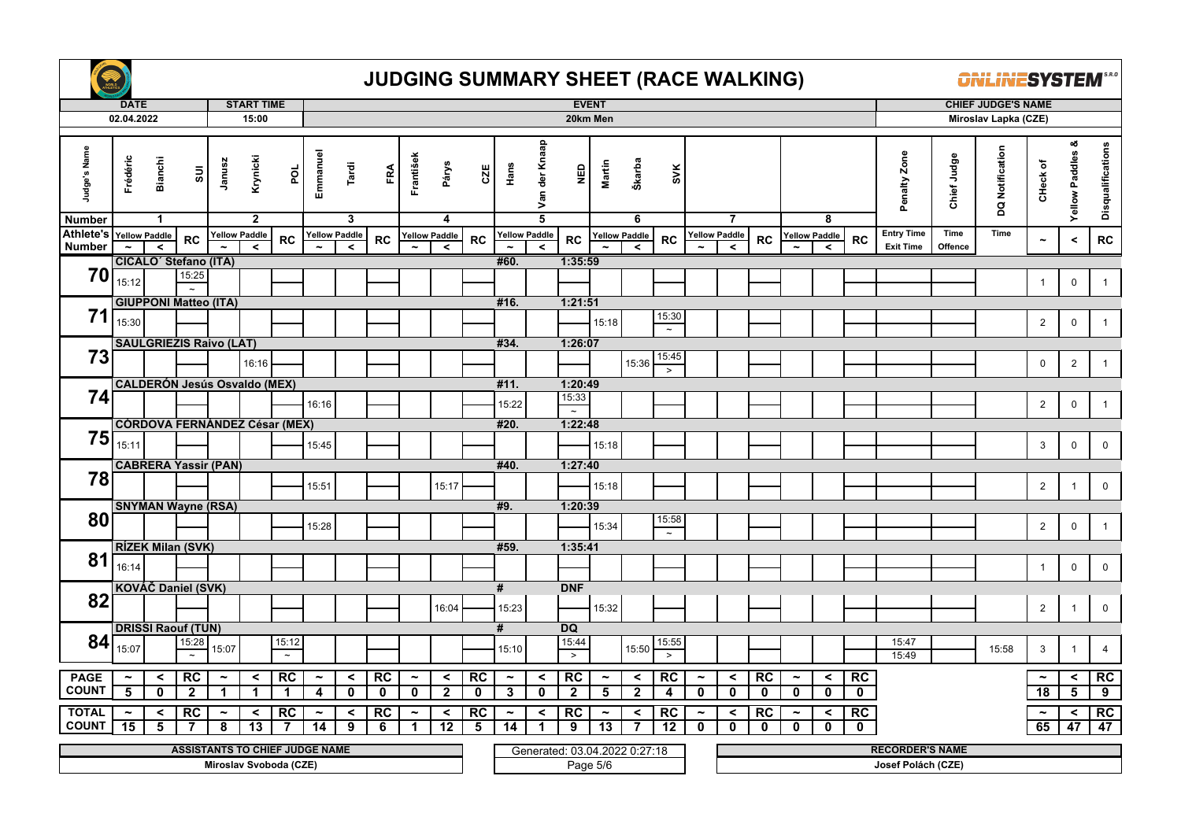# JUDGING SUMMARY SHEET (RACE WALKING)

| DATE | START TIME | EVENT | CHIEF JUDGE'S NAME |
|---|---|---|---|
| 02.04.2022 | 15:00 | 20km Men | Miroslav Lapka (CZE) |

| Judge's Name | Frédéric | Bianchi | SUI | Janusz | Krynicki | POL | Emmanuel | Tardi | FRA | František | Pärys | CZE | Hans | Van der Knaap | NED | Martin | Škarba | SVK | | | | | | | Penalty Zone | Chief Judge | DQ Notification | CHeck of | Yellow Paddles & | Disqualifications |
|---|---|---|---|---|---|---|---|---|---|---|---|---|---|---|---|---|---|---|---|---|---|---|---|---|---|---|---|---|---|---|
| Number | 1 | | | 2 | | | 3 | | | 4 | | | 5 | | | 6 | | | 7 | | | 8 | | | | | | | | |
| Athlete's Number | Yellow Paddle ~ | Yellow Paddle < | RC | Yellow Paddle ~ | Yellow Paddle < | RC | Yellow Paddle ~ | Yellow Paddle < | RC | Yellow Paddle ~ | Yellow Paddle < | RC | Yellow Paddle ~ | Yellow Paddle < | RC | Yellow Paddle ~ | Yellow Paddle < | RC | Yellow Paddle ~ | Yellow Paddle < | RC | Yellow Paddle ~ | Yellow Paddle < | RC | Entry Time / Exit Time | Time Offence | Time | ~ | < | RC |
| **70** CICALO´ Stefano (ITA) #60. 1:35:59 | 15:12 | | 15:25 ~ | | | | | | | | | | | | | | | | | | | | | | | | | 1 | 0 | 1 |
| **71** GIUPPONI Matteo (ITA) #16. 1:21:51 | 15:30 | | | | | | | | | | | | | | | 15:18 | | 15:30 ~ | | | | | | | | | | 2 | 0 | 1 |
| **73** SAULGRIEZIS Raivo (LAT) #34. 1:26:07 | | | | | 16:16 | | | | | | | | | | | | 15:36 | 15:45 > | | | | | | | | | | 0 | 2 | 1 |
| **74** CALDERÓN Jesús Osvaldo (MEX) #11. 1:20:49 | | | | | | | 16:16 | | | | | | 15:22 | | 15:33 ~ | | | | | | | | | | | | | 2 | 0 | 1 |
| **75** CÓRDOVA FERNÁNDEZ César (MEX) #20. 1:22:48 | 15:11 | | | | | | 15:45 | | | | | | | | | 15:18 | | | | | | | | | | | | 3 | 0 | 0 |
| **78** CABRERA Yassir (PAN) #40. 1:27:40 | | | | | | | 15:51 | | | | 15:17 | | | | | 15:18 | | | | | | | | | | | | 2 | 1 | 0 |
| **80** SNYMAN Wayne (RSA) #9. 1:20:39 | | | | | | | 15:28 | | | | | | | | | 15:34 | | 15:58 ~ | | | | | | | | | | 2 | 0 | 1 |
| **81** RÍZEK Milan (SVK) #59. 1:35:41 | 16:14 | | | | | | | | | | | | | | | | | | | | | | | | | | | 1 | 0 | 0 |
| **82** KOVÁČ Daniel (SVK) # DNF | | | | | | | | | | | 16:04 | | 15:23 | | | 15:32 | | | | | | | | | | | | 2 | 1 | 0 |
| **84** DRISSI Raouf (TUN) # DQ | 15:07 | | 15:28 ~ | 15:07 | | 15:12 ~ | | | | | | | 15:10 | | 15:44 > | | 15:50 | 15:55 > | | | | | | | 15:47 / 15:49 | | 15:58 | 3 | 1 | 4 |
| **PAGE COUNT** | 5 | 0 | 2 | 1 | 1 | 1 | 4 | 0 | 0 | 0 | 2 | 0 | 3 | 0 | 2 | 5 | 2 | 4 | 0 | 0 | 0 | 0 | 0 | 0 | | | | 18 | 5 | 9 |
| **TOTAL COUNT** | 15 | 5 | 7 | 8 | 13 | 7 | 14 | 9 | 6 | 1 | 12 | 5 | 14 | 1 | 9 | 13 | 7 | 12 | 0 | 0 | 0 | 0 | 0 | 0 | | | | 65 | 47 | 47 |

| ASSISTANTS TO CHIEF JUDGE NAME | | RECORDER'S NAME |
|---|---|---|
| Miroslav Svoboda (CZE) | Generated: 03.04.2022 0:27:18 | Josef Polách (CZE) |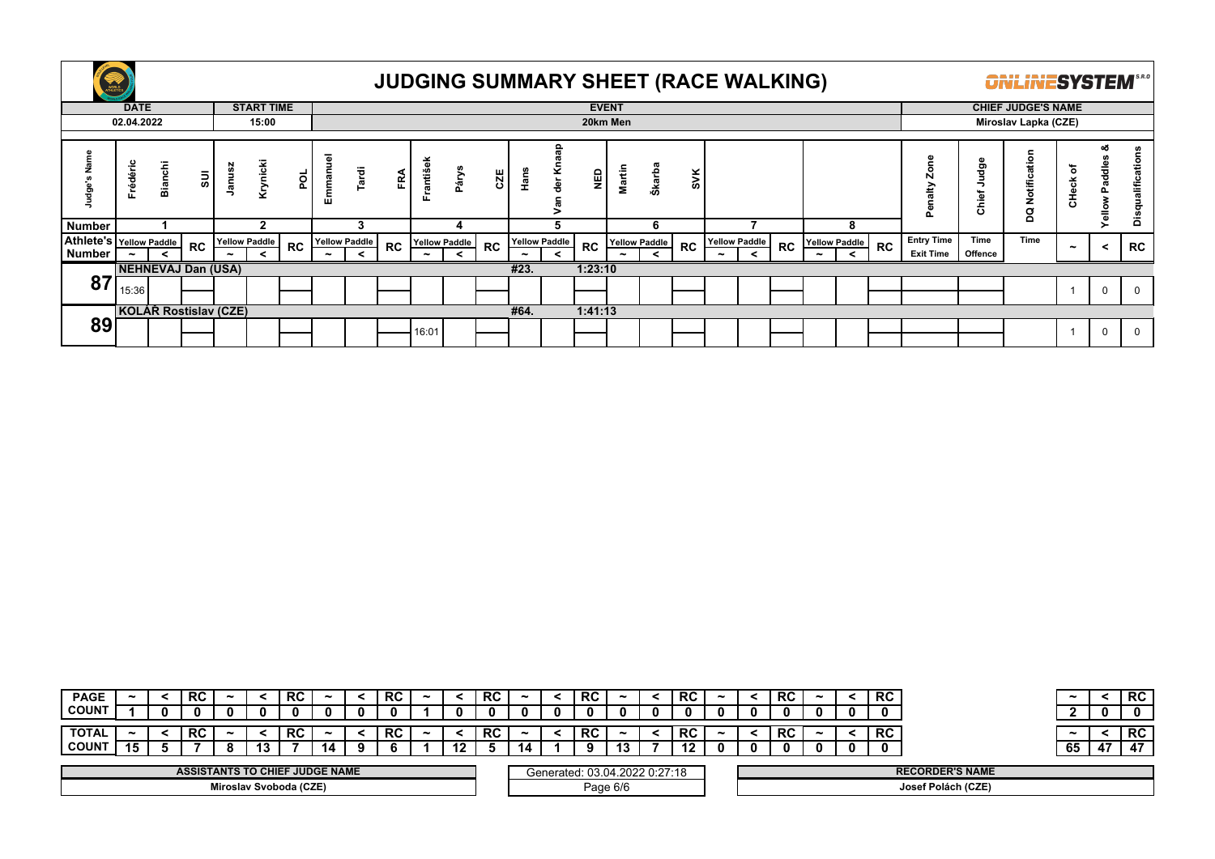# JUDGING SUMMARY SHEET (RACE WALKING)

ONLINESYSTEM S.R.O

| DATE | START TIME | EVENT | CHIEF JUDGE'S NAME |
|---|---|---|---|
| 02.04.2022 | 15:00 | 20km Men | Miroslav Lapka (CZE) |

| Judge's Name | Frédéric | Bianchi | SUI | Janusz | Krynicki | POL | Emmanuel | Tardi | FRA | František | Párys | CZE | Hans | Van der Knaap | NED | Martin | Škarba | SVK | | | | | | | Penalty Zone | Chief Judge | DQ Notification | CHeck of | Yellow Paddles & | Disqualifications |
|---|---|---|---|---|---|---|---|---|---|---|---|---|---|---|---|---|---|---|---|---|---|---|---|---|---|---|---|---|---|---|
| **Number** | 1 | | | 2 | | | 3 | | | 4 | | | 5 | | | 6 | | | 7 | | | 8 | | | | | | | | |
| **Athlete's Number** | Yellow Paddle ~ | Yellow Paddle < | RC | Yellow Paddle ~ | Yellow Paddle < | RC | Yellow Paddle ~ | Yellow Paddle < | RC | Yellow Paddle ~ | Yellow Paddle < | RC | Yellow Paddle ~ | Yellow Paddle < | RC | Yellow Paddle ~ | Yellow Paddle < | RC | Yellow Paddle ~ | Yellow Paddle < | RC | Yellow Paddle ~ | Yellow Paddle < | RC | Entry Time / Exit Time | Time Offence | Time | ~ | < | RC |
| **87** NEHNEVAJ Dan (USA) #23. 1:23:10 | 15:36 | | | | | | | | | | | | | | | | | | | | | | | | | | | 1 | 0 | 0 |
| **89** KOLÁŘ Rostislav (CZE) #64. 1:41:13 | | | | | | | | | | 16:01 | | | | | | | | | | | | | | | | | | 1 | 0 | 0 |

| | ~ | < | RC | ~ | < | RC | ~ | < | RC | ~ | < | RC | ~ | < | RC | ~ | < | RC | ~ | < | RC | ~ | < | RC | ~ | < | RC |
|---|---|---|---|---|---|---|---|---|---|---|---|---|---|---|---|---|---|---|---|---|---|---|---|---|---|---|---|
| **PAGE COUNT** | 1 | 0 | 0 | 0 | 0 | 0 | 0 | 0 | 0 | 1 | 0 | 0 | 0 | 0 | 0 | 0 | 0 | 0 | 0 | 0 | 0 | 0 | 0 | 0 | 2 | 0 | 0 |
| **TOTAL COUNT** | 15 | 5 | 7 | 8 | 13 | 7 | 14 | 9 | 6 | 1 | 12 | 5 | 14 | 1 | 9 | 13 | 7 | 12 | 0 | 0 | 0 | 0 | 0 | 0 | 65 | 47 | 47 |

| ASSISTANTS TO CHIEF JUDGE NAME | | RECORDER'S NAME |
|---|---|---|
| Miroslav Svoboda (CZE) | Generated: 03.04.2022 0:27:18 | Josef Polách (CZE) |